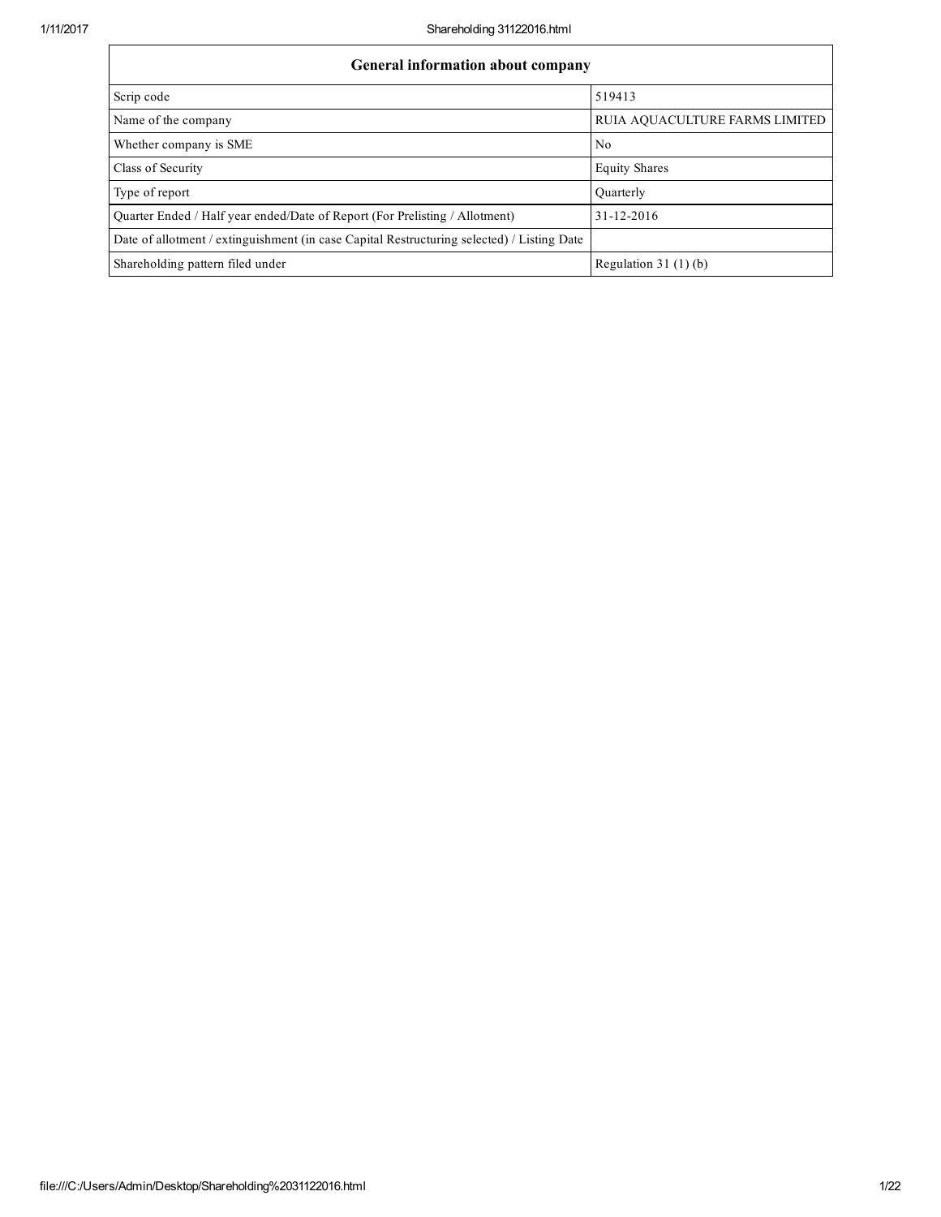| General information about company | |
|---|---|
| Scrip code | 519413 |
| Name of the company | RUIA AQUACULTURE FARMS LIMITED |
| Whether company is SME | No |
| Class of Security | Equity Shares |
| Type of report | Quarterly |
| Quarter Ended / Half year ended/Date of Report (For Prelisting / Allotment) | 31-12-2016 |
| Date of allotment / extinguishment (in case Capital Restructuring selected) / Listing Date | |
| Shareholding pattern filed under | Regulation 31 (1) (b) |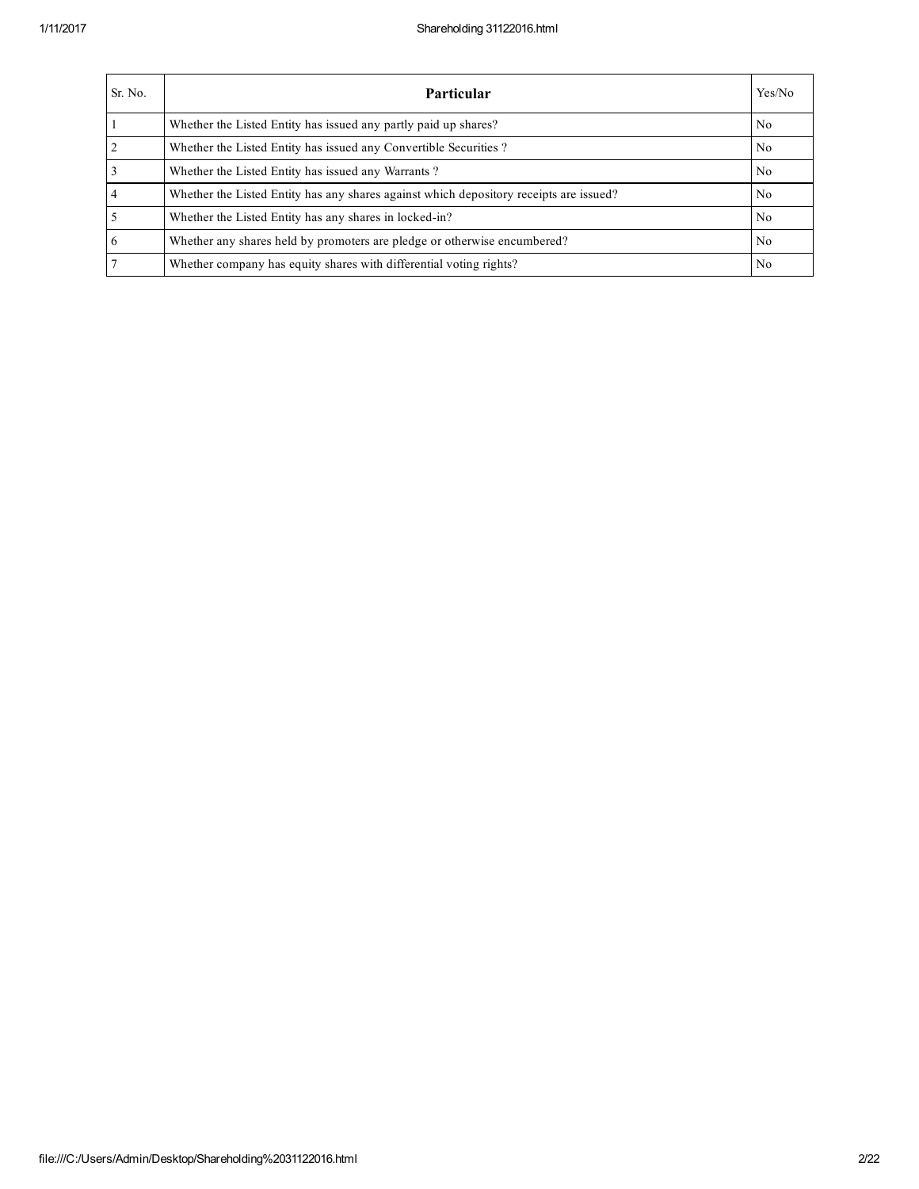| Sr. No. | Particular | Yes/No |
|---|---|---|
| 1 | Whether the Listed Entity has issued any partly paid up shares? | No |
| 2 | Whether the Listed Entity has issued any Convertible Securities ? | No |
| 3 | Whether the Listed Entity has issued any Warrants ? | No |
| 4 | Whether the Listed Entity has any shares against which depository receipts are issued? | No |
| 5 | Whether the Listed Entity has any shares in locked-in? | No |
| 6 | Whether any shares held by promoters are pledge or otherwise encumbered? | No |
| 7 | Whether company has equity shares with differential voting rights? | No |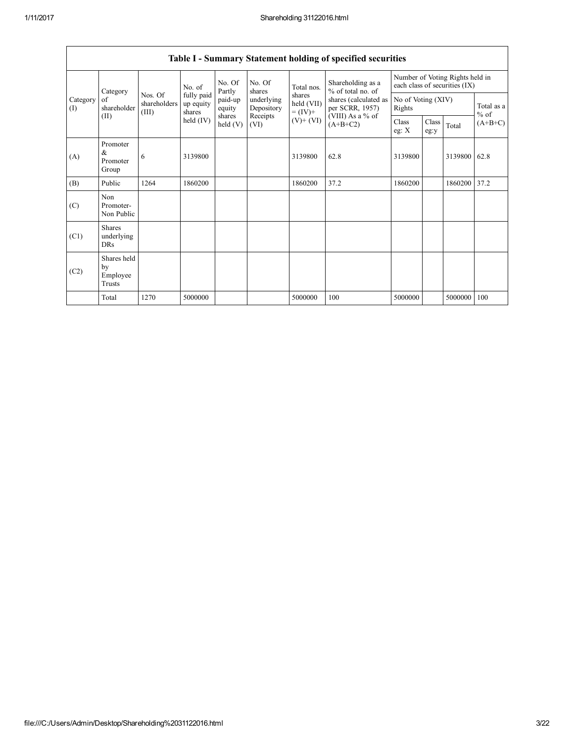| Table I - Summary Statement holding of specified securities | | | | | | | | | | | | |
|---|---|---|---|---|---|---|---|---|---|---|---|---|
| Category (I) | Category of shareholder (II) | Nos. Of shareholders (III) | No. of fully paid up equity shares held (IV) | No. Of Partly paid-up equity shares held (V) | No. Of shares underlying Depository Receipts (VI) | Total nos. shares held (VII) = (IV)+ (V)+ (VI) | Shareholding as a % of total no. of shares (calculated as per SCRR, 1957) (VIII) As a % of (A+B+C2) | Number of Voting Rights held in each class of securities (IX) | | | |
| | | | | | | | | No of Voting (XIV) Rights | | | Total as a % of (A+B+C) |
| | | | | | | | | Class eg: X | Class eg:y | Total | |
| (A) | Promoter & Promoter Group | 6 | 3139800 | | | 3139800 | 62.8 | 3139800 | | 3139800 | 62.8 |
| (B) | Public | 1264 | 1860200 | | | 1860200 | 37.2 | 1860200 | | 1860200 | 37.2 |
| (C) | Non Promoter- Non Public | | | | | | | | | | |
| (C1) | Shares underlying DRs | | | | | | | | | | |
| (C2) | Shares held by Employee Trusts | | | | | | | | | | |
| | Total | 1270 | 5000000 | | | 5000000 | 100 | 5000000 | | 5000000 | 100 |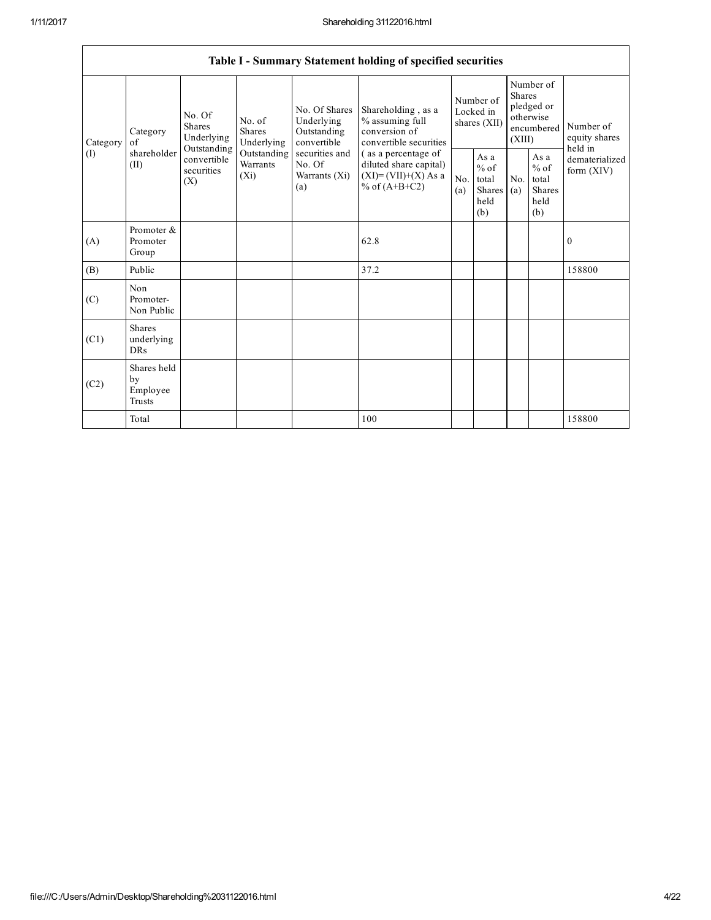## Table I - Summary Statement holding of specified securities

| Category (I) | Category of shareholder (II) | No. Of Shares Underlying Outstanding convertible securities (X) | No. of Shares Underlying Outstanding Warrants (Xi) | No. Of Shares Underlying Outstanding convertible securities and No. Of Warrants (Xi) (a) | Shareholding , as a % assuming full conversion of convertible securities ( as a percentage of diluted share capital) (XI)= (VII)+(X) As a % of (A+B+C2) | Number of Locked in shares (XII) | | Number of Shares pledged or otherwise encumbered (XIII) | | Number of equity shares held in dematerialized form (XIV) |
|---|---|---|---|---|---|---|---|---|---|---|
| | | | | | | No. (a) | As a % of total Shares held (b) | No. (a) | As a % of total Shares held (b) | |
| (A) | Promoter & Promoter Group | | | | 62.8 | | | | | 0 |
| (B) | Public | | | | 37.2 | | | | | 158800 |
| (C) | Non Promoter- Non Public | | | | | | | | | |
| (C1) | Shares underlying DRs | | | | | | | | | |
| (C2) | Shares held by Employee Trusts | | | | | | | | | |
| | Total | | | | 100 | | | | | 158800 |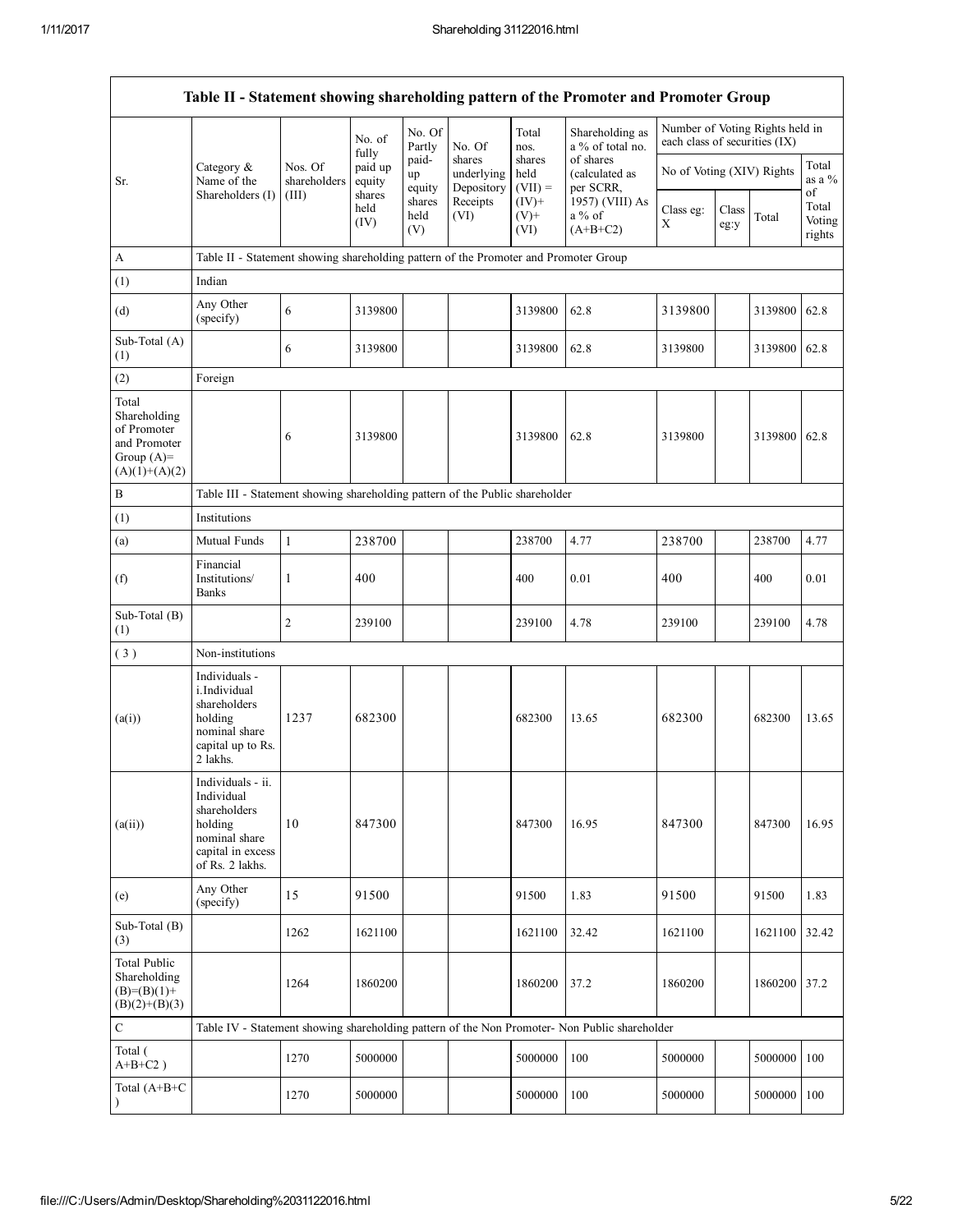| Table II - Statement showing shareholding pattern of the Promoter and Promoter Group | | | | | | | | | | | | |
|---|---|---|---|---|---|---|---|---|---|---|---|---|
| Sr. | Category & Name of the Shareholders (I) | Nos. Of shareholders (III) | No. of fully paid up equity shares held (IV) | No. Of Partly paid-up equity shares held (V) | No. Of shares underlying Depository Receipts (VI) | Total nos. shares held (VII) = (IV)+ (V)+ (VI) | Shareholding as a % of total no. of shares (calculated as per SCRR, 1957) (VIII) As a % of (A+B+C2) | Number of Voting Rights held in each class of securities (IX) | | | |
| | | | | | | | | No of Voting (XIV) Rights | | | Total as a % of Total Voting rights |
| | | | | | | | | Class eg: X | Class eg:y | Total | |
| A | Table II - Statement showing shareholding pattern of the Promoter and Promoter Group | | | | | | | | | | |
| (1) | Indian | | | | | | | | | | |
| (d) | Any Other (specify) | 6 | 3139800 | | | 3139800 | 62.8 | 3139800 | | 3139800 | 62.8 |
| Sub-Total (A)(1) | | 6 | 3139800 | | | 3139800 | 62.8 | 3139800 | | 3139800 | 62.8 |
| (2) | Foreign | | | | | | | | | | |
| Total Shareholding of Promoter and Promoter Group (A)=(A)(1)+(A)(2) | | 6 | 3139800 | | | 3139800 | 62.8 | 3139800 | | 3139800 | 62.8 |
| B | Table III - Statement showing shareholding pattern of the Public shareholder | | | | | | | | | | |
| (1) | Institutions | | | | | | | | | | |
| (a) | Mutual Funds | 1 | 238700 | | | 238700 | 4.77 | 238700 | | 238700 | 4.77 |
| (f) | Financial Institutions/ Banks | 1 | 400 | | | 400 | 0.01 | 400 | | 400 | 0.01 |
| Sub-Total (B)(1) | | 2 | 239100 | | | 239100 | 4.78 | 239100 | | 239100 | 4.78 |
| ( 3 ) | Non-institutions | | | | | | | | | | |
| (a(i)) | Individuals - i.Individual shareholders holding nominal share capital up to Rs. 2 lakhs. | 1237 | 682300 | | | 682300 | 13.65 | 682300 | | 682300 | 13.65 |
| (a(ii)) | Individuals - ii. Individual shareholders holding nominal share capital in excess of Rs. 2 lakhs. | 10 | 847300 | | | 847300 | 16.95 | 847300 | | 847300 | 16.95 |
| (e) | Any Other (specify) | 15 | 91500 | | | 91500 | 1.83 | 91500 | | 91500 | 1.83 |
| Sub-Total (B)(3) | | 1262 | 1621100 | | | 1621100 | 32.42 | 1621100 | | 1621100 | 32.42 |
| Total Public Shareholding (B)=(B)(1)+(B)(2)+(B)(3) | | 1264 | 1860200 | | | 1860200 | 37.2 | 1860200 | | 1860200 | 37.2 |
| C | Table IV - Statement showing shareholding pattern of the Non Promoter- Non Public shareholder | | | | | | | | | | |
| Total ( A+B+C2 ) | | 1270 | 5000000 | | | 5000000 | 100 | 5000000 | | 5000000 | 100 |
| Total (A+B+C ) | | 1270 | 5000000 | | | 5000000 | 100 | 5000000 | | 5000000 | 100 |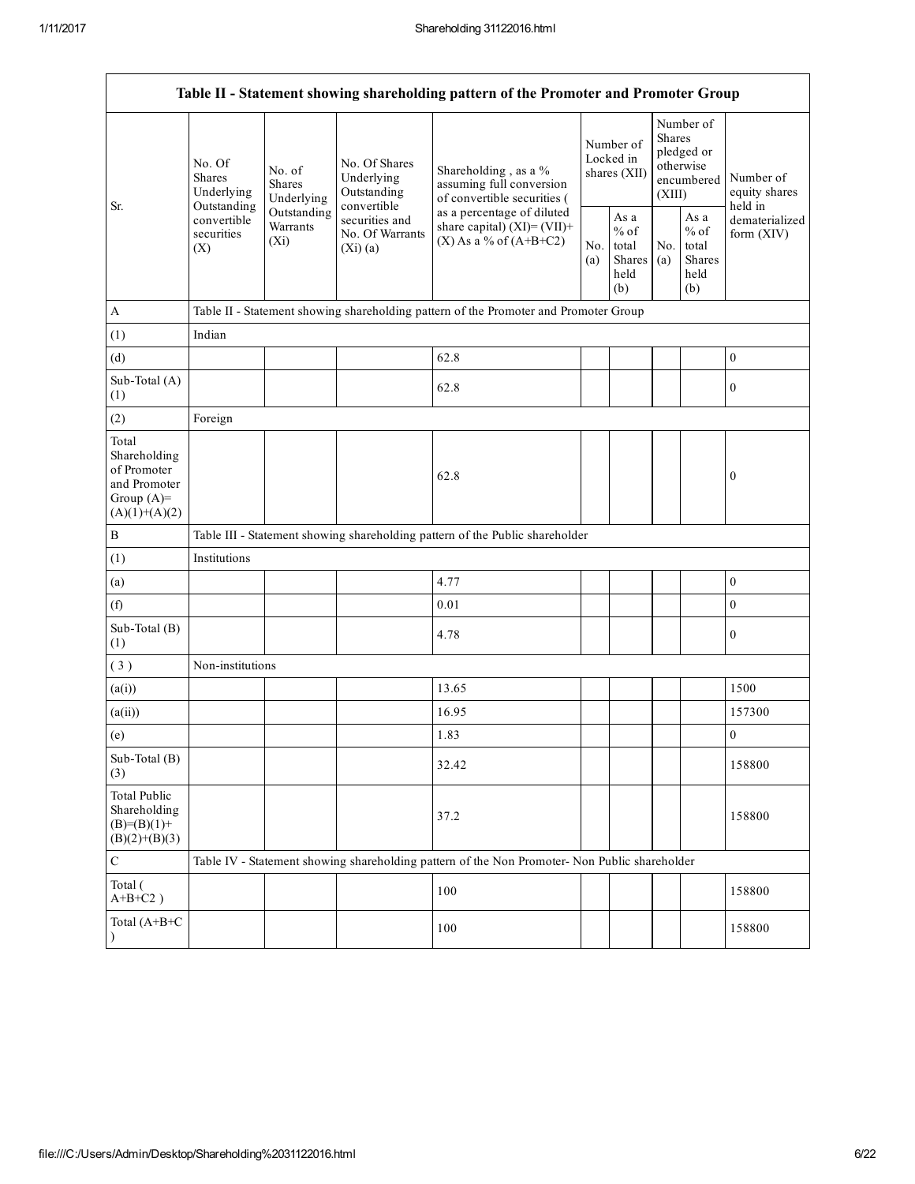| Table II - Statement showing shareholding pattern of the Promoter and Promoter Group | | | | | | | | | |
|---|---|---|---|---|---|---|---|---|---|
| Sr. | No. Of Shares Underlying Outstanding convertible securities (X) | No. of Shares Underlying Outstanding Warrants (Xi) | No. Of Shares Underlying Outstanding convertible securities and No. Of Warrants (Xi) (a) | Shareholding , as a % assuming full conversion of convertible securities ( as a percentage of diluted share capital) (XI)= (VII)+(X) As a % of (A+B+C2) | Number of Locked in shares (XII) | | Number of Shares pledged or otherwise encumbered (XIII) | | Number of equity shares held in dematerialized form (XIV) |
| | | | | | No. (a) | As a % of total Shares held (b) | No. (a) | As a % of total Shares held (b) | |
| A | Table II - Statement showing shareholding pattern of the Promoter and Promoter Group | | | | | | | | |
| (1) | Indian | | | | | | | | |
| (d) | | | | 62.8 | | | | | 0 |
| Sub-Total (A) (1) | | | | 62.8 | | | | | 0 |
| (2) | Foreign | | | | | | | | |
| Total Shareholding of Promoter and Promoter Group (A)= (A)(1)+(A)(2) | | | | 62.8 | | | | | 0 |
| B | Table III - Statement showing shareholding pattern of the Public shareholder | | | | | | | | |
| (1) | Institutions | | | | | | | | |
| (a) | | | | 4.77 | | | | | 0 |
| (f) | | | | 0.01 | | | | | 0 |
| Sub-Total (B) (1) | | | | 4.78 | | | | | 0 |
| ( 3 ) | Non-institutions | | | | | | | | |
| (a(i)) | | | | 13.65 | | | | | 1500 |
| (a(ii)) | | | | 16.95 | | | | | 157300 |
| (e) | | | | 1.83 | | | | | 0 |
| Sub-Total (B) (3) | | | | 32.42 | | | | | 158800 |
| Total Public Shareholding (B)=(B)(1)+(B)(2)+(B)(3) | | | | 37.2 | | | | | 158800 |
| C | Table IV - Statement showing shareholding pattern of the Non Promoter- Non Public shareholder | | | | | | | | |
| Total ( A+B+C2 ) | | | | 100 | | | | | 158800 |
| Total (A+B+C ) | | | | 100 | | | | | 158800 |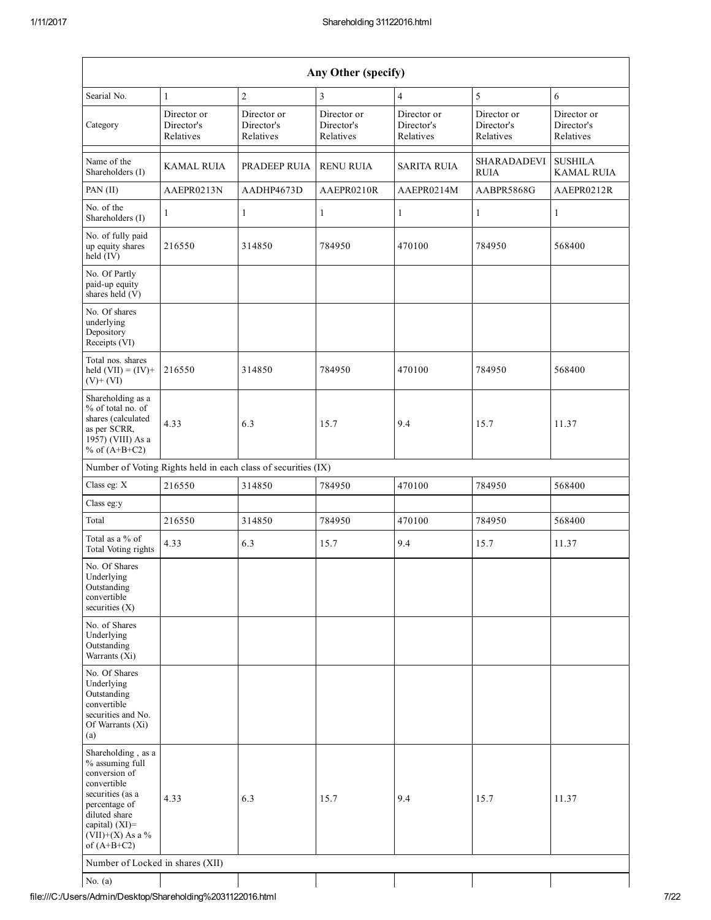| Any Other (specify) | | | | | | |
|---|---|---|---|---|---|---|
| Searial No. | 1 | 2 | 3 | 4 | 5 | 6 |
| Category | Director or Director's Relatives | Director or Director's Relatives | Director or Director's Relatives | Director or Director's Relatives | Director or Director's Relatives | Director or Director's Relatives |
| Name of the Shareholders (I) | KAMAL RUIA | PRADEEP RUIA | RENU RUIA | SARITA RUIA | SHARADADEVI RUIA | SUSHILA KAMAL RUIA |
| PAN (II) | AAEPR0213N | AADHP4673D | AAEPR0210R | AAEPR0214M | AABPR5868G | AAEPR0212R |
| No. of the Shareholders (I) | 1 | 1 | 1 | 1 | 1 | 1 |
| No. of fully paid up equity shares held (IV) | 216550 | 314850 | 784950 | 470100 | 784950 | 568400 |
| No. Of Partly paid-up equity shares held (V) | | | | | | |
| No. Of shares underlying Depository Receipts (VI) | | | | | | |
| Total nos. shares held (VII) = (IV)+ (V)+ (VI) | 216550 | 314850 | 784950 | 470100 | 784950 | 568400 |
| Shareholding as a % of total no. of shares (calculated as per SCRR, 1957) (VIII) As a % of (A+B+C2) | 4.33 | 6.3 | 15.7 | 9.4 | 15.7 | 11.37 |
| Number of Voting Rights held in each class of securities (IX) | | | | | | |
| Class eg: X | 216550 | 314850 | 784950 | 470100 | 784950 | 568400 |
| Class eg:y | | | | | | |
| Total | 216550 | 314850 | 784950 | 470100 | 784950 | 568400 |
| Total as a % of Total Voting rights | 4.33 | 6.3 | 15.7 | 9.4 | 15.7 | 11.37 |
| No. Of Shares Underlying Outstanding convertible securities (X) | | | | | | |
| No. of Shares Underlying Outstanding Warrants (Xi) | | | | | | |
| No. Of Shares Underlying Outstanding convertible securities and No. Of Warrants (Xi) (a) | | | | | | |
| Shareholding , as a % assuming full conversion of convertible securities (as a percentage of diluted share capital) (XI)= (VII)+(X) As a % of (A+B+C2) | 4.33 | 6.3 | 15.7 | 9.4 | 15.7 | 11.37 |
| Number of Locked in shares (XII) | | | | | | |
| No. (a) | | | | | | |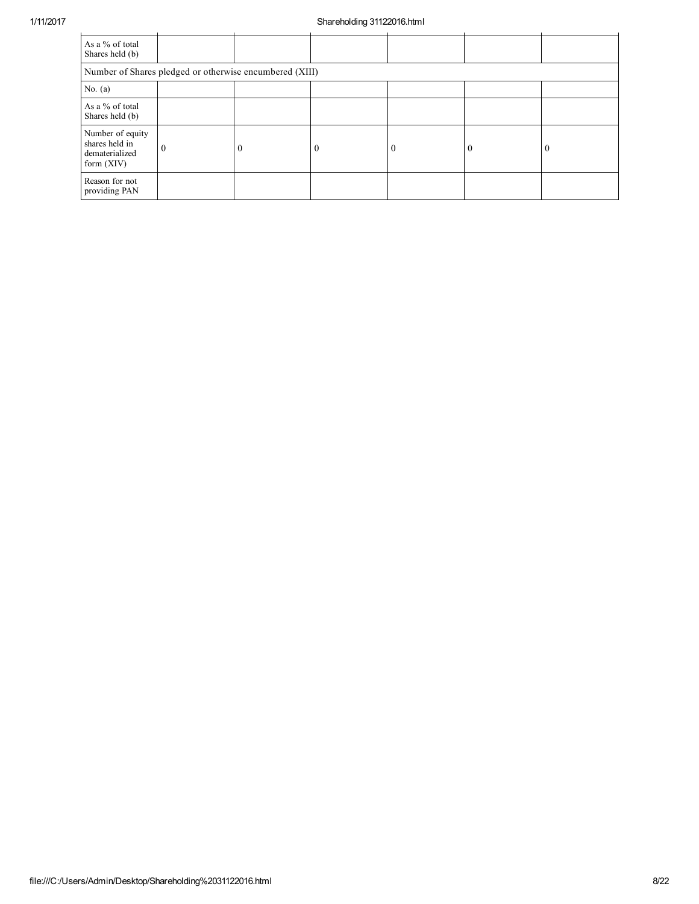| As a % of total Shares held (b) | | | | | | |
|---|---|---|---|---|---|---|
| Number of Shares pledged or otherwise encumbered (XIII) | | | | | | |
| No. (a) | | | | | | |
| As a % of total Shares held (b) | | | | | | |
| Number of equity shares held in dematerialized form (XIV) | 0 | 0 | 0 | 0 | 0 | 0 |
| Reason for not providing PAN | | | | | | |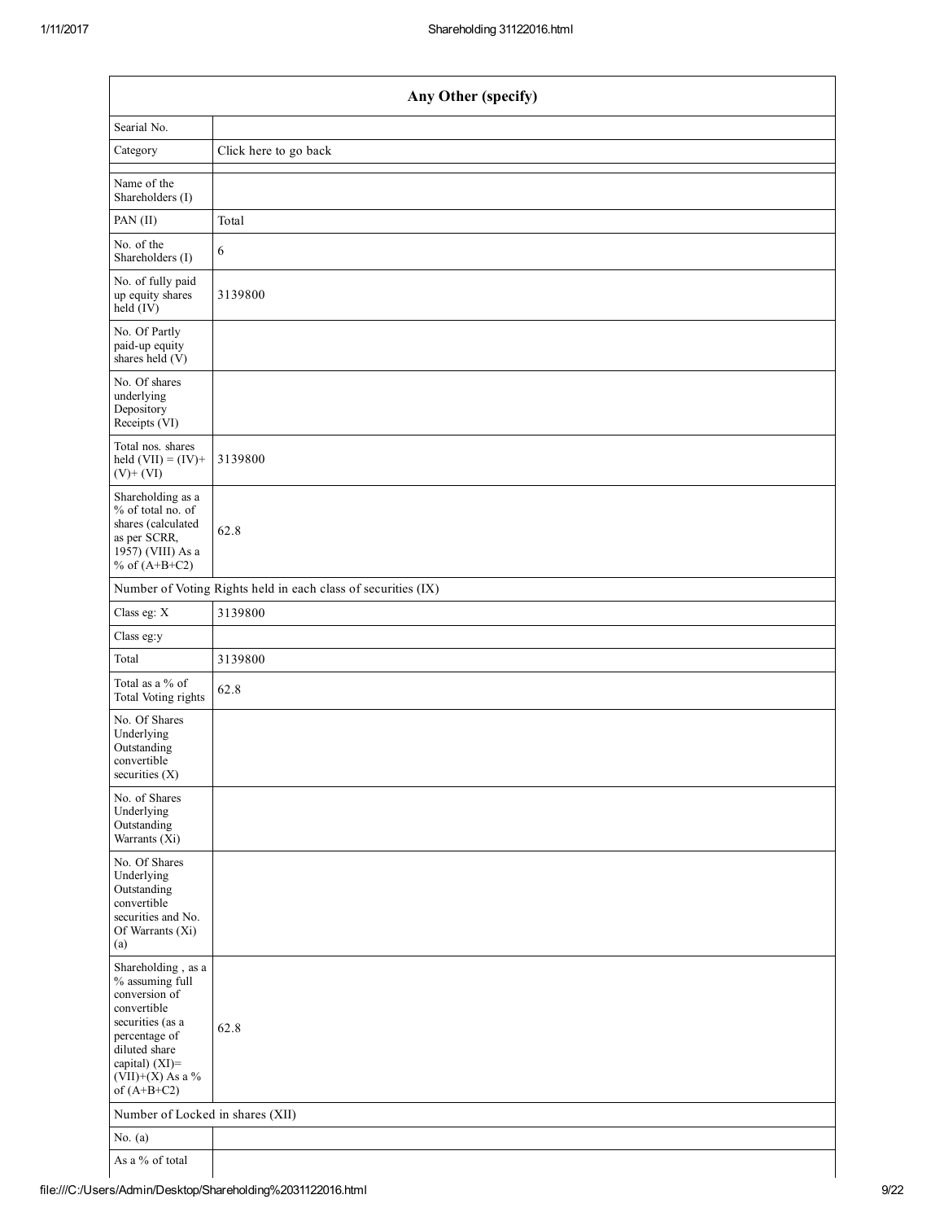| Any Other (specify) | |
|---|---|
| Searial No. | |
| Category | Click here to go back |
| | |
| Name of the Shareholders (I) | |
| PAN (II) | Total |
| No. of the Shareholders (I) | 6 |
| No. of fully paid up equity shares held (IV) | 3139800 |
| No. Of Partly paid-up equity shares held (V) | |
| No. Of shares underlying Depository Receipts (VI) | |
| Total nos. shares held (VII) = (IV)+ (V)+ (VI) | 3139800 |
| Shareholding as a % of total no. of shares (calculated as per SCRR, 1957) (VIII) As a % of (A+B+C2) | 62.8 |
| Number of Voting Rights held in each class of securities (IX) | |
| Class eg: X | 3139800 |
| Class eg:y | |
| Total | 3139800 |
| Total as a % of Total Voting rights | 62.8 |
| No. Of Shares Underlying Outstanding convertible securities (X) | |
| No. of Shares Underlying Outstanding Warrants (Xi) | |
| No. Of Shares Underlying Outstanding convertible securities and No. Of Warrants (Xi) (a) | |
| Shareholding , as a % assuming full conversion of convertible securities (as a percentage of diluted share capital) (XI)= (VII)+(X) As a % of (A+B+C2) | 62.8 |
| Number of Locked in shares (XII) | |
| No. (a) | |
| As a % of total | |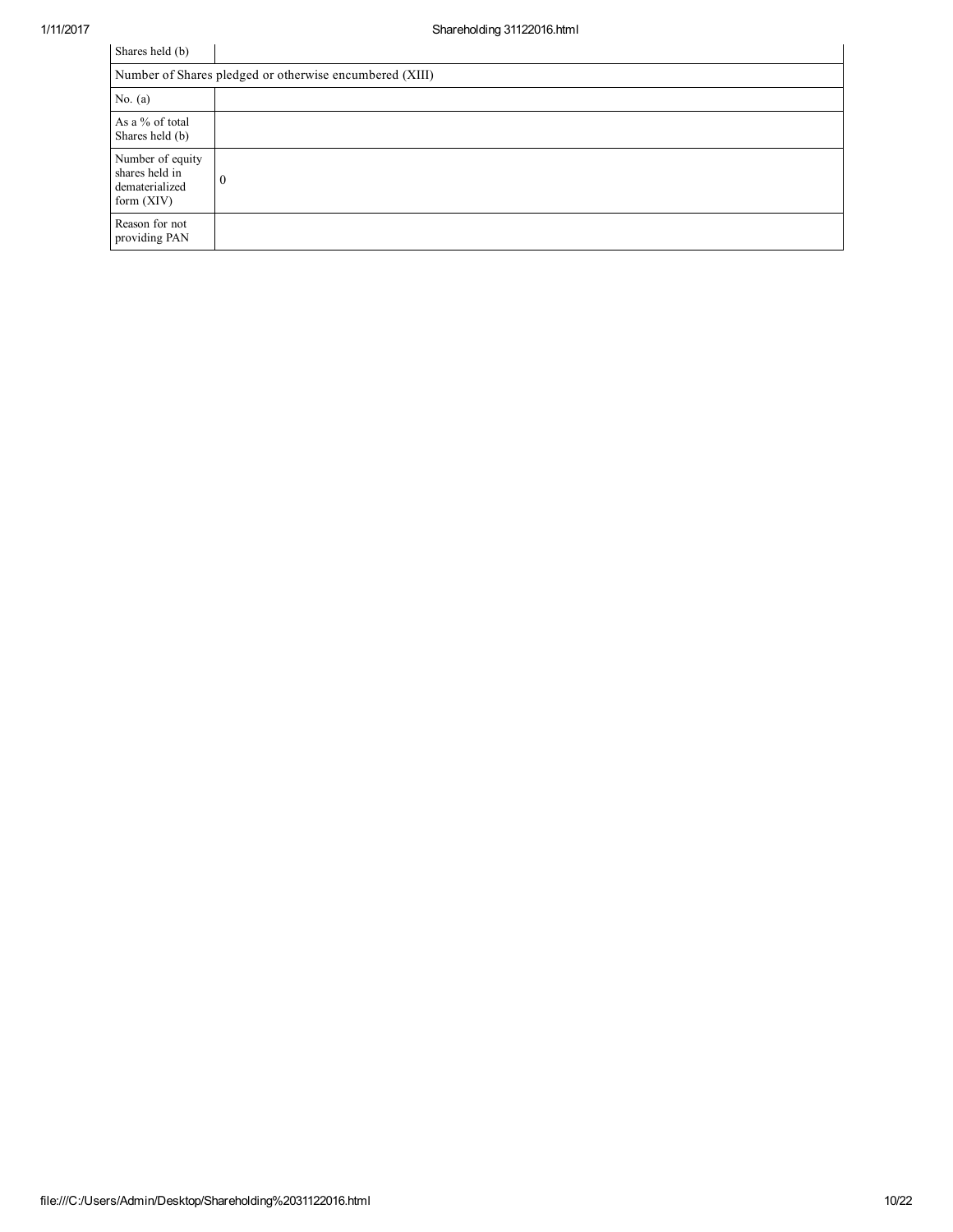| Shares held (b) | |
| --- | --- |
| Number of Shares pledged or otherwise encumbered (XIII) | |
| No. (a) | |
| As a % of total Shares held (b) | |
| Number of equity shares held in dematerialized form (XIV) | 0 |
| Reason for not providing PAN | |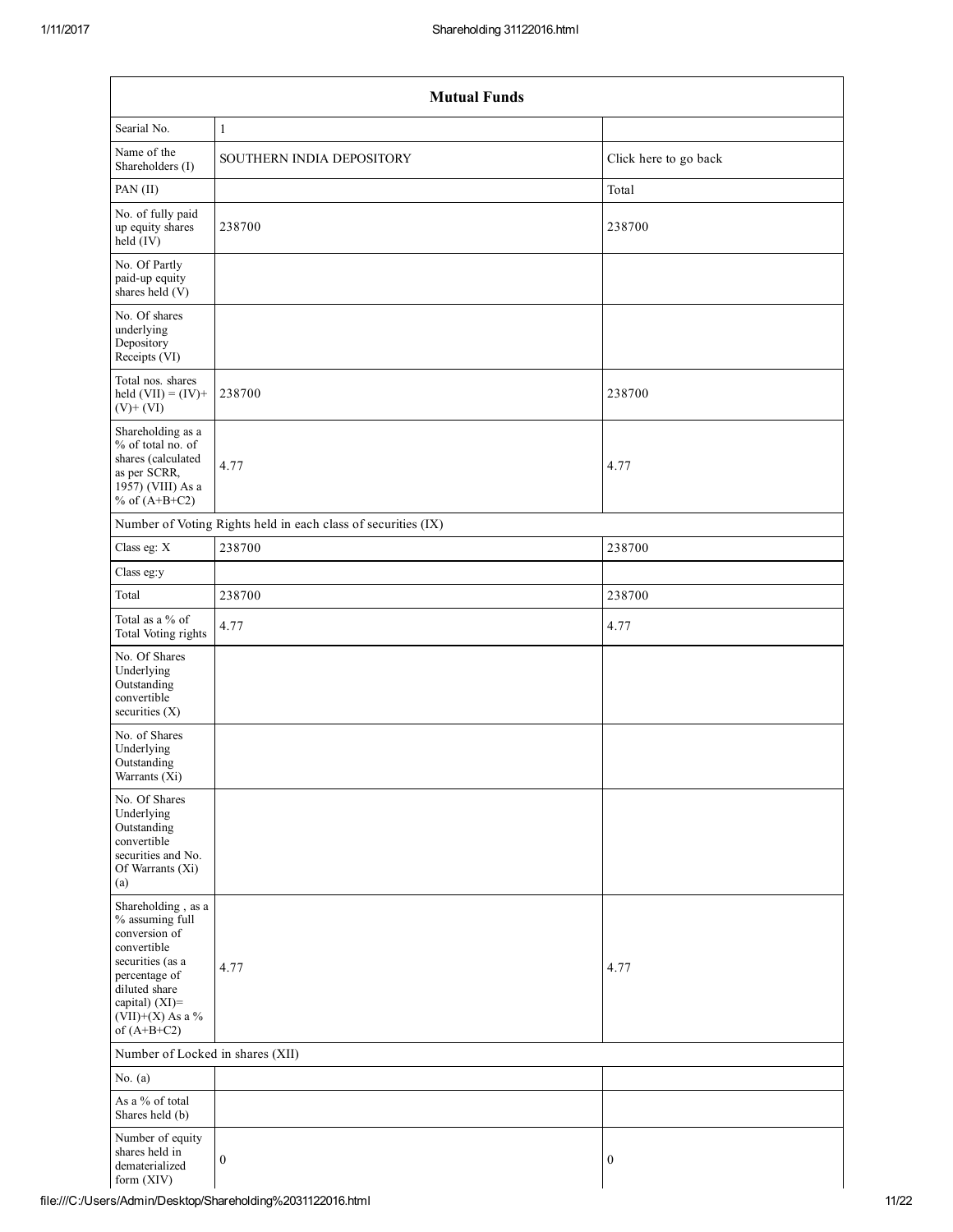| Mutual Funds | | |
|---|---|---|
| Searial No. | 1 | |
| Name of the Shareholders (I) | SOUTHERN INDIA DEPOSITORY | Click here to go back |
| PAN (II) | | Total |
| No. of fully paid up equity shares held (IV) | 238700 | 238700 |
| No. Of Partly paid-up equity shares held (V) | | |
| No. Of shares underlying Depository Receipts (VI) | | |
| Total nos. shares held (VII) = (IV)+ (V)+ (VI) | 238700 | 238700 |
| Shareholding as a % of total no. of shares (calculated as per SCRR, 1957) (VIII) As a % of (A+B+C2) | 4.77 | 4.77 |
| Number of Voting Rights held in each class of securities (IX) | | |
| Class eg: X | 238700 | 238700 |
| Class eg:y | | |
| Total | 238700 | 238700 |
| Total as a % of Total Voting rights | 4.77 | 4.77 |
| No. Of Shares Underlying Outstanding convertible securities (X) | | |
| No. of Shares Underlying Outstanding Warrants (Xi) | | |
| No. Of Shares Underlying Outstanding convertible securities and No. Of Warrants (Xi) (a) | | |
| Shareholding , as a % assuming full conversion of convertible securities (as a percentage of diluted share capital) (XI)= (VII)+(X) As a % of (A+B+C2) | 4.77 | 4.77 |
| Number of Locked in shares (XII) | | |
| No. (a) | | |
| As a % of total Shares held (b) | | |
| Number of equity shares held in dematerialized form (XIV) | 0 | 0 |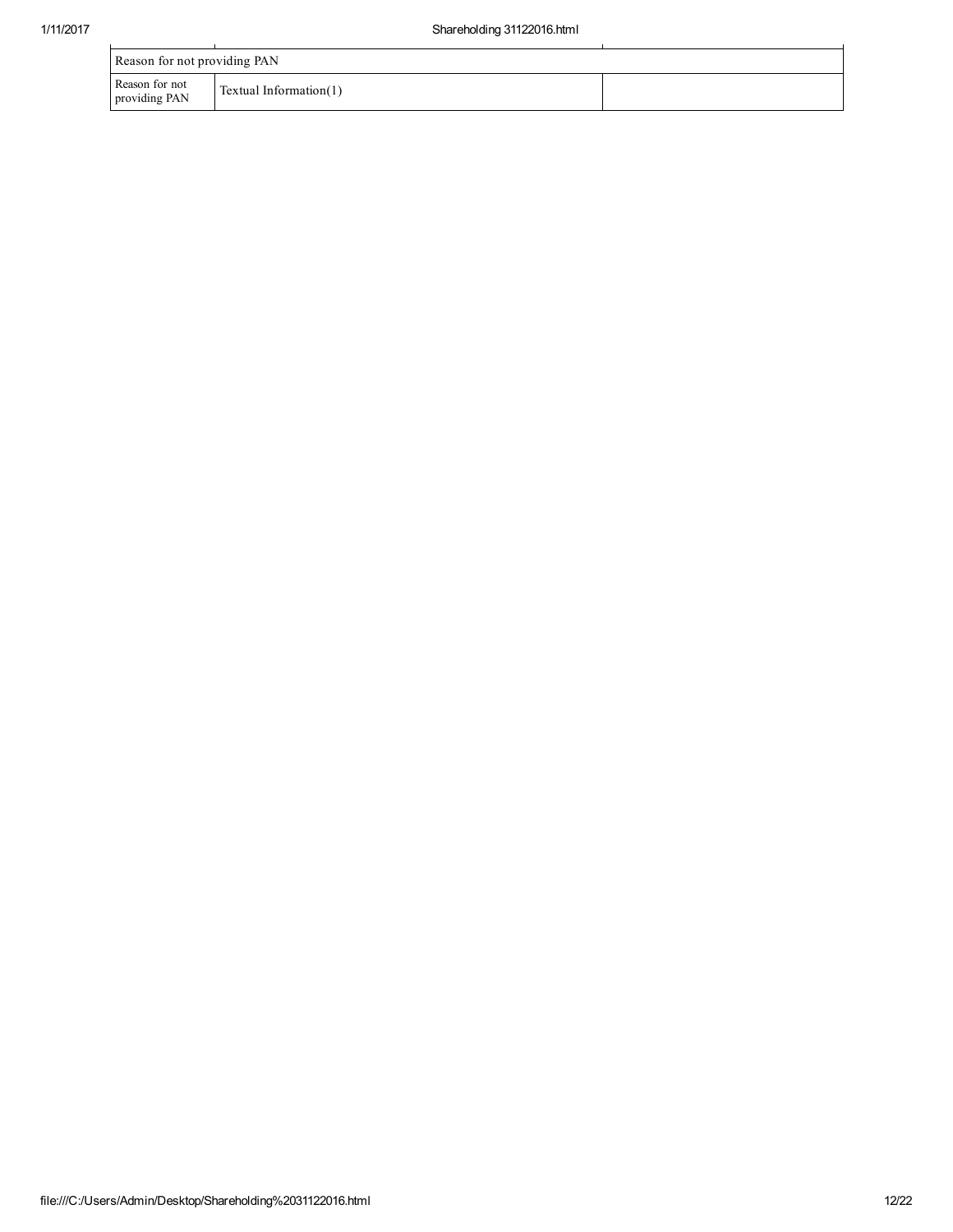| Reason for not providing PAN | | |
|---|---|---|
| Reason for not providing PAN | Textual Information(1) | |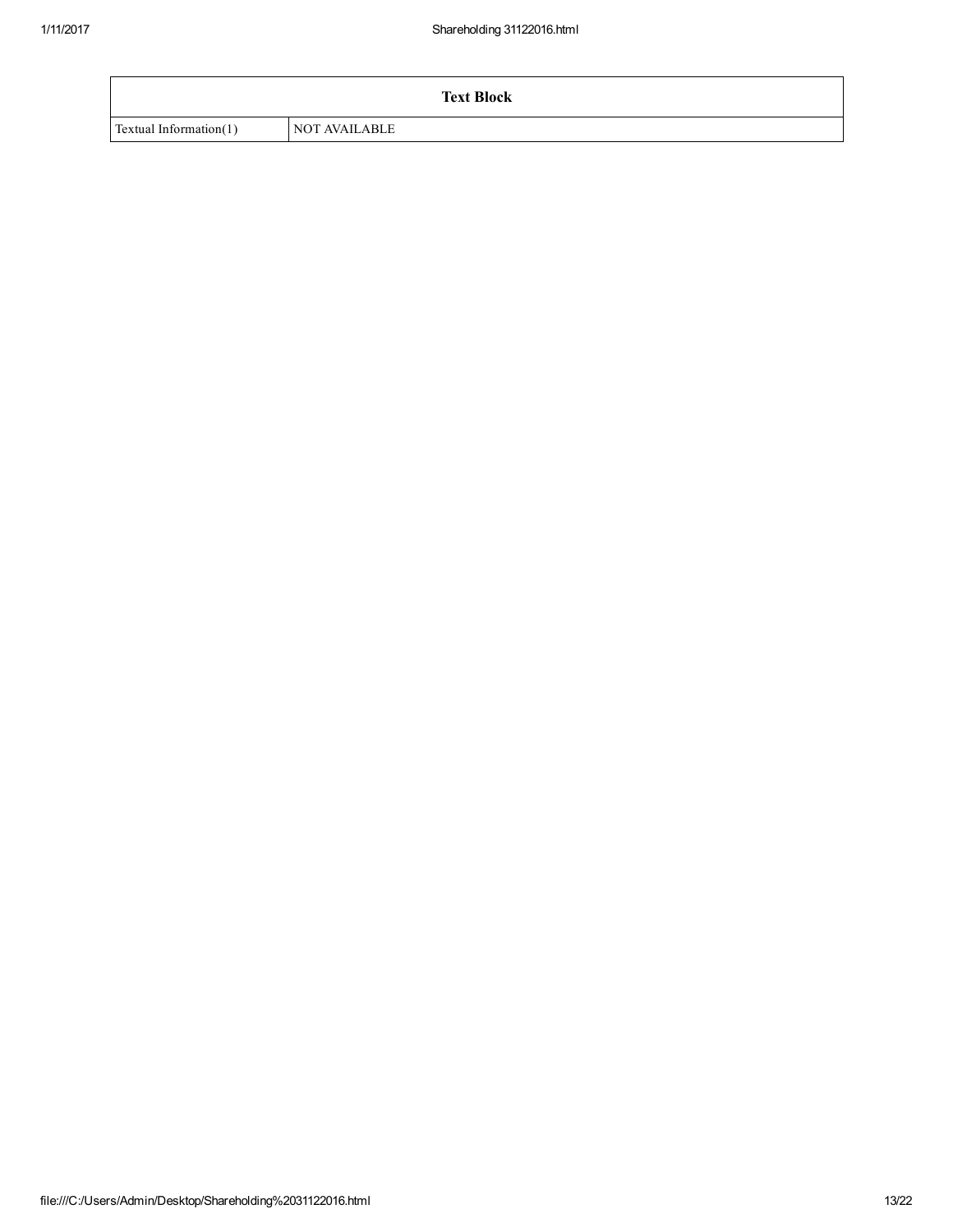| Text Block | |
|---|---|
| Textual Information(1) | NOT AVAILABLE |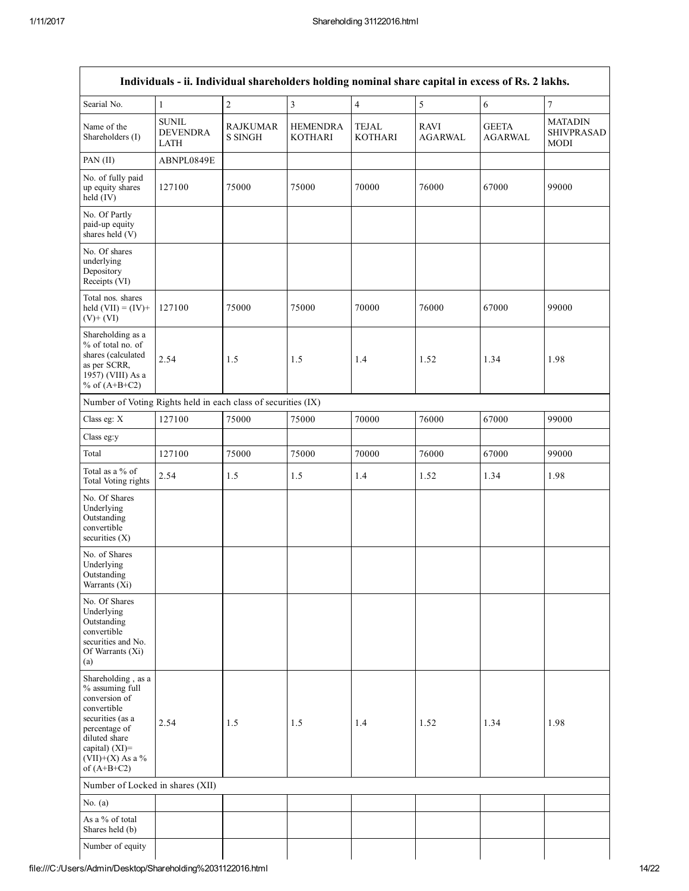| Individuals - ii. Individual shareholders holding nominal share capital in excess of Rs. 2 lakhs. | | | | | | | |
|---|---|---|---|---|---|---|---|
| Searial No. | 1 | 2 | 3 | 4 | 5 | 6 | 7 |
| Name of the Shareholders (I) | SUNIL DEVENDRA LATH | RAJKUMAR S SINGH | HEMENDRA KOTHARI | TEJAL KOTHARI | RAVI AGARWAL | GEETA AGARWAL | MATADIN SHIVPRASAD MODI |
| PAN (II) | ABNPL0849E | | | | | | |
| No. of fully paid up equity shares held (IV) | 127100 | 75000 | 75000 | 70000 | 76000 | 67000 | 99000 |
| No. Of Partly paid-up equity shares held (V) | | | | | | | |
| No. Of shares underlying Depository Receipts (VI) | | | | | | | |
| Total nos. shares held (VII) = (IV)+ (V)+ (VI) | 127100 | 75000 | 75000 | 70000 | 76000 | 67000 | 99000 |
| Shareholding as a % of total no. of shares (calculated as per SCRR, 1957) (VIII) As a % of (A+B+C2) | 2.54 | 1.5 | 1.5 | 1.4 | 1.52 | 1.34 | 1.98 |
| Number of Voting Rights held in each class of securities (IX) | | | | | | | |
| Class eg: X | 127100 | 75000 | 75000 | 70000 | 76000 | 67000 | 99000 |
| Class eg:y | | | | | | | |
| Total | 127100 | 75000 | 75000 | 70000 | 76000 | 67000 | 99000 |
| Total as a % of Total Voting rights | 2.54 | 1.5 | 1.5 | 1.4 | 1.52 | 1.34 | 1.98 |
| No. Of Shares Underlying Outstanding convertible securities (X) | | | | | | | |
| No. of Shares Underlying Outstanding Warrants (Xi) | | | | | | | |
| No. Of Shares Underlying Outstanding convertible securities and No. Of Warrants (Xi) (a) | | | | | | | |
| Shareholding , as a % assuming full conversion of convertible securities (as a percentage of diluted share capital) (XI)= (VII)+(X) As a % of (A+B+C2) | 2.54 | 1.5 | 1.5 | 1.4 | 1.52 | 1.34 | 1.98 |
| Number of Locked in shares (XII) | | | | | | | |
| No. (a) | | | | | | | |
| As a % of total Shares held (b) | | | | | | | |
| Number of equity | | | | | | | |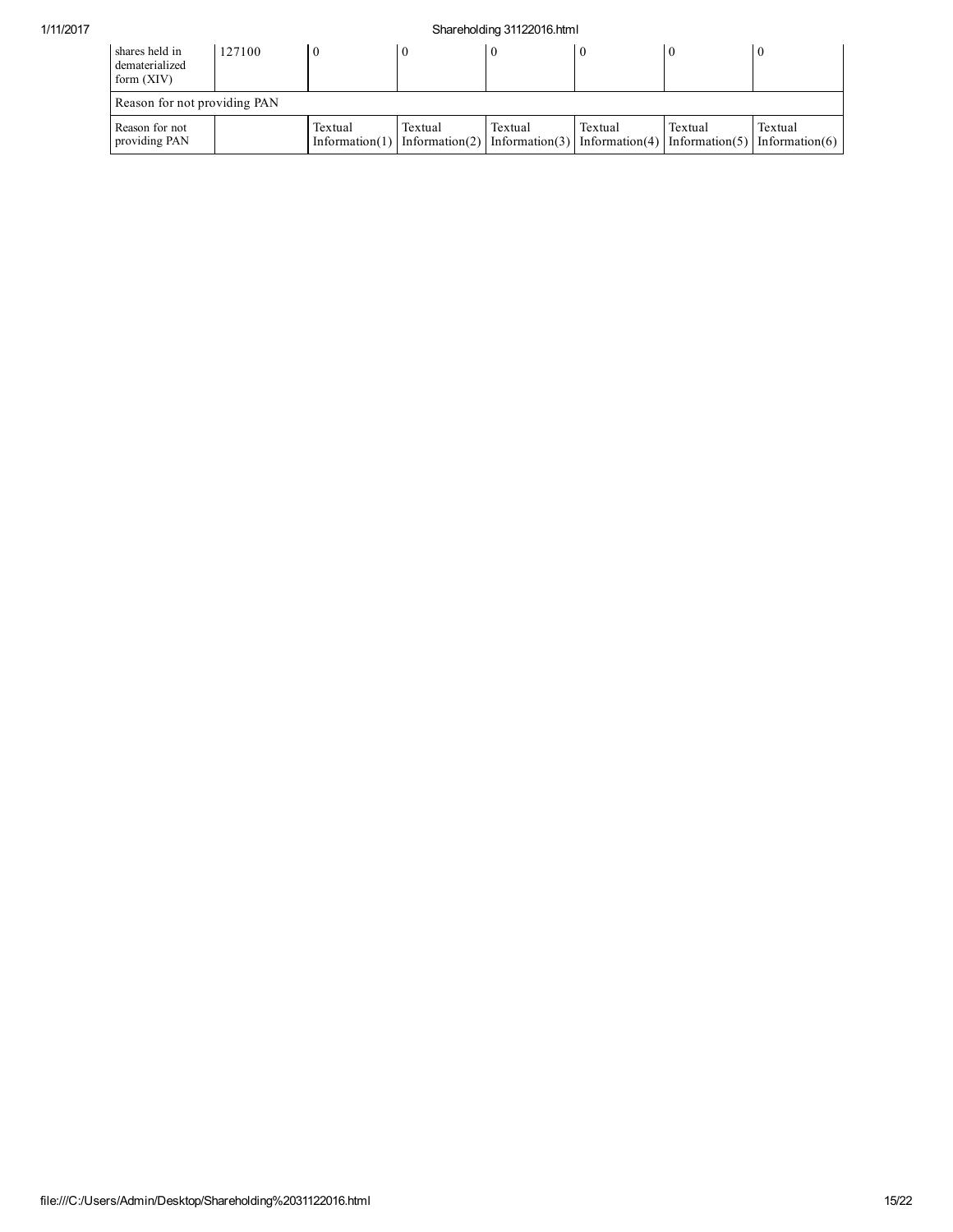| | | | | | | | |
|---|---|---|---|---|---|---|---|
| shares held in dematerialized form (XIV) | 127100 | 0 | 0 | 0 | 0 | 0 | 0 |
| Reason for not providing PAN | | | | | | | |
| Reason for not providing PAN | | Textual Information(1) | Textual Information(2) | Textual Information(3) | Textual Information(4) | Textual Information(5) | Textual Information(6) |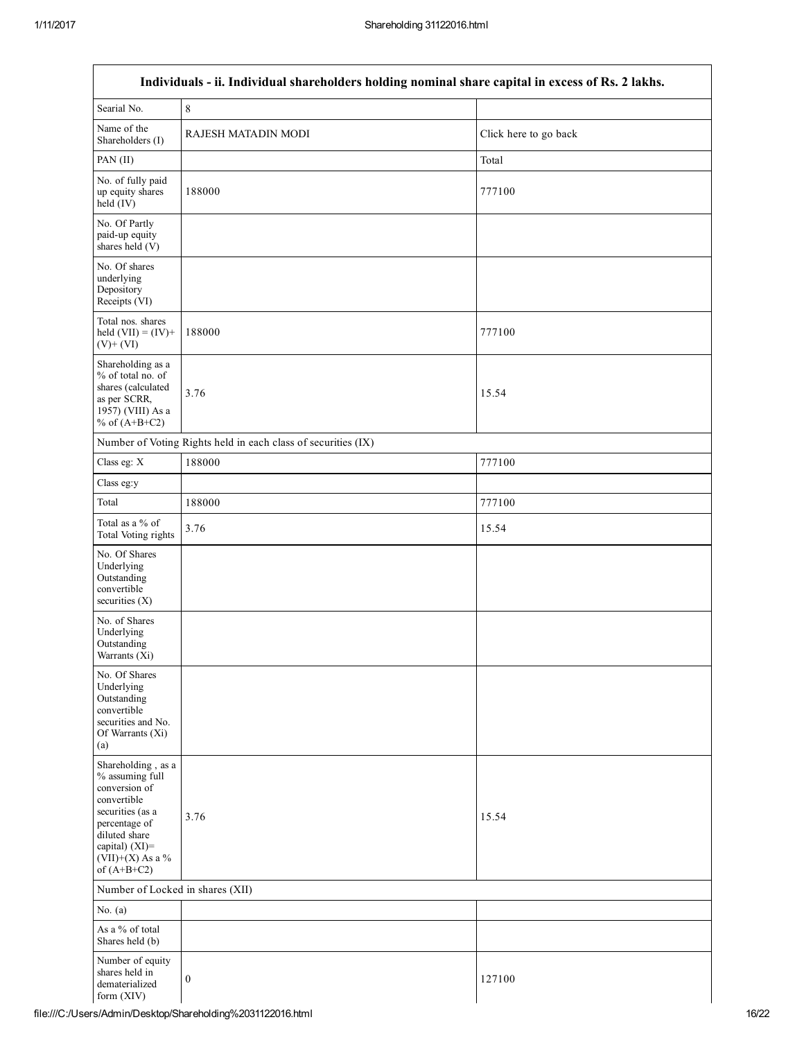| Individuals - ii. Individual shareholders holding nominal share capital in excess of Rs. 2 lakhs. | | |
|---|---|---|
| Searial No. | 8 | |
| Name of the Shareholders (I) | RAJESH MATADIN MODI | Click here to go back |
| PAN (II) | | Total |
| No. of fully paid up equity shares held (IV) | 188000 | 777100 |
| No. Of Partly paid-up equity shares held (V) | | |
| No. Of shares underlying Depository Receipts (VI) | | |
| Total nos. shares held (VII) = (IV)+ (V)+ (VI) | 188000 | 777100 |
| Shareholding as a % of total no. of shares (calculated as per SCRR, 1957) (VIII) As a % of (A+B+C2) | 3.76 | 15.54 |
| Number of Voting Rights held in each class of securities (IX) | | |
| Class eg: X | 188000 | 777100 |
| Class eg:y | | |
| Total | 188000 | 777100 |
| Total as a % of Total Voting rights | 3.76 | 15.54 |
| No. Of Shares Underlying Outstanding convertible securities (X) | | |
| No. of Shares Underlying Outstanding Warrants (Xi) | | |
| No. Of Shares Underlying Outstanding convertible securities and No. Of Warrants (Xi) (a) | | |
| Shareholding , as a % assuming full conversion of convertible securities (as a percentage of diluted share capital) (XI)= (VII)+(X) As a % of (A+B+C2) | 3.76 | 15.54 |
| Number of Locked in shares (XII) | | |
| No. (a) | | |
| As a % of total Shares held (b) | | |
| Number of equity shares held in dematerialized form (XIV) | 0 | 127100 |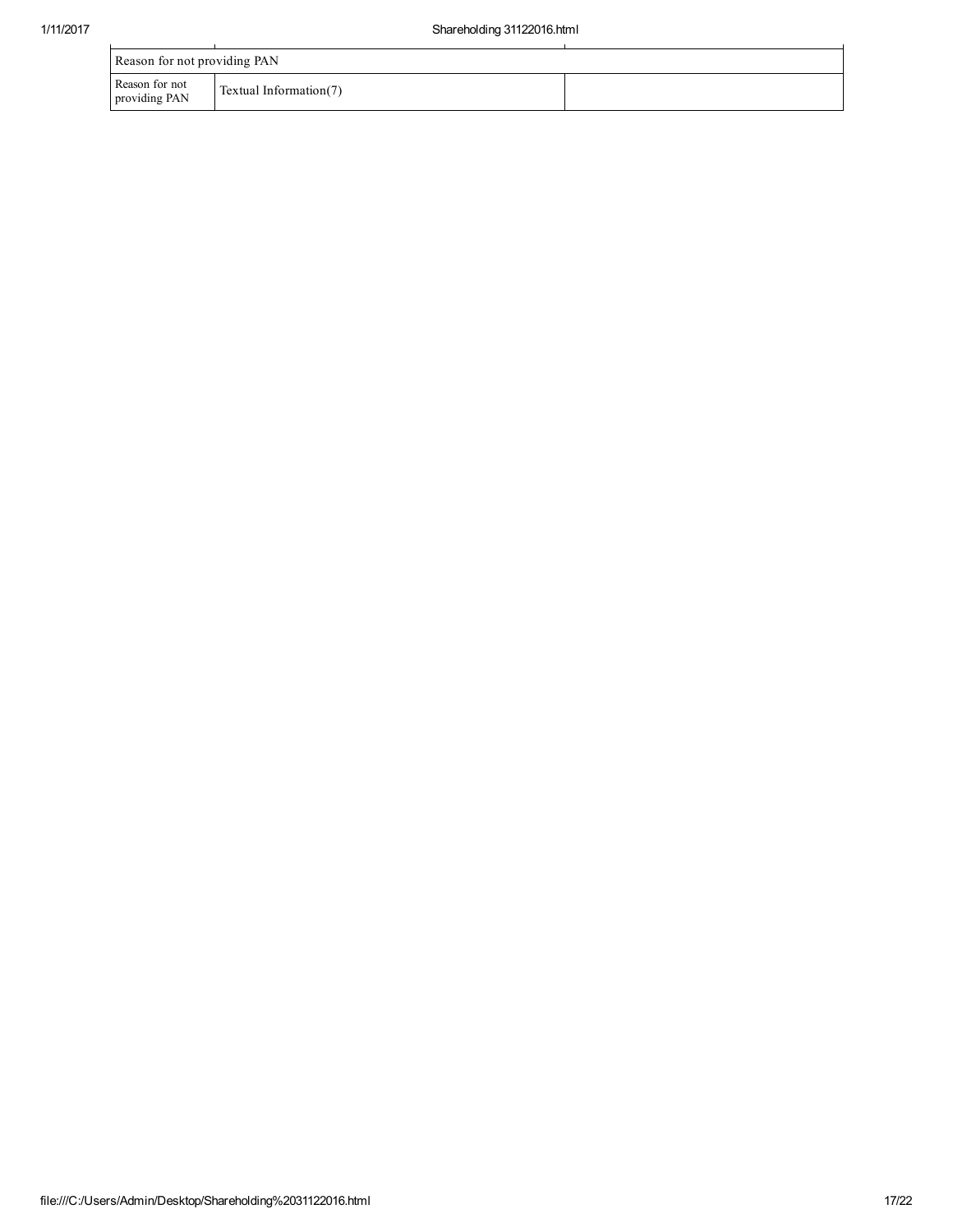| Reason for not providing PAN | | |
|---|---|---|
| Reason for not providing PAN | Textual Information(7) | |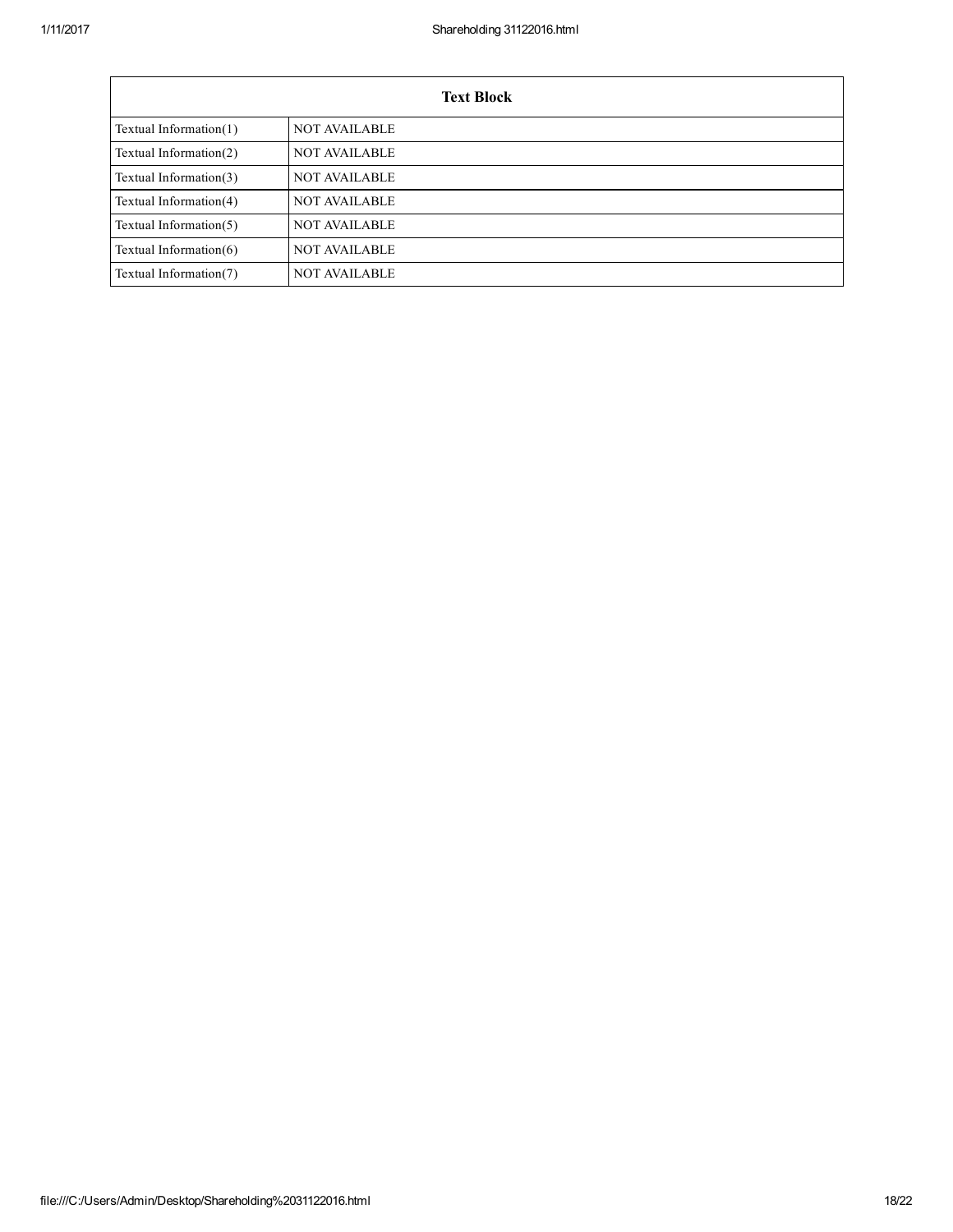| Text Block | |
|---|---|
| Textual Information(1) | NOT AVAILABLE |
| Textual Information(2) | NOT AVAILABLE |
| Textual Information(3) | NOT AVAILABLE |
| Textual Information(4) | NOT AVAILABLE |
| Textual Information(5) | NOT AVAILABLE |
| Textual Information(6) | NOT AVAILABLE |
| Textual Information(7) | NOT AVAILABLE |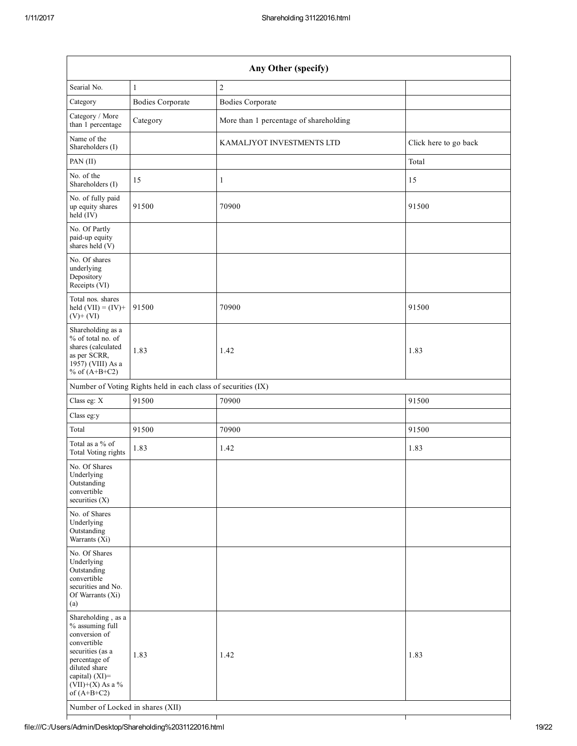| Any Other (specify) | | | |
|---|---|---|---|
| Searial No. | 1 | 2 | |
| Category | Bodies Corporate | Bodies Corporate | |
| Category / More than 1 percentage | Category | More than 1 percentage of shareholding | |
| Name of the Shareholders (I) | | KAMALJYOT INVESTMENTS LTD | Click here to go back |
| PAN (II) | | | Total |
| No. of the Shareholders (I) | 15 | 1 | 15 |
| No. of fully paid up equity shares held (IV) | 91500 | 70900 | 91500 |
| No. Of Partly paid-up equity shares held (V) | | | |
| No. Of shares underlying Depository Receipts (VI) | | | |
| Total nos. shares held (VII) = (IV)+ (V)+ (VI) | 91500 | 70900 | 91500 |
| Shareholding as a % of total no. of shares (calculated as per SCRR, 1957) (VIII) As a % of (A+B+C2) | 1.83 | 1.42 | 1.83 |
| Number of Voting Rights held in each class of securities (IX) | | | |
| Class eg: X | 91500 | 70900 | 91500 |
| Class eg:y | | | |
| Total | 91500 | 70900 | 91500 |
| Total as a % of Total Voting rights | 1.83 | 1.42 | 1.83 |
| No. Of Shares Underlying Outstanding convertible securities (X) | | | |
| No. of Shares Underlying Outstanding Warrants (Xi) | | | |
| No. Of Shares Underlying Outstanding convertible securities and No. Of Warrants (Xi) (a) | | | |
| Shareholding , as a % assuming full conversion of convertible securities (as a percentage of diluted share capital) (XI)= (VII)+(X) As a % of (A+B+C2) | 1.83 | 1.42 | 1.83 |
| Number of Locked in shares (XII) | | | |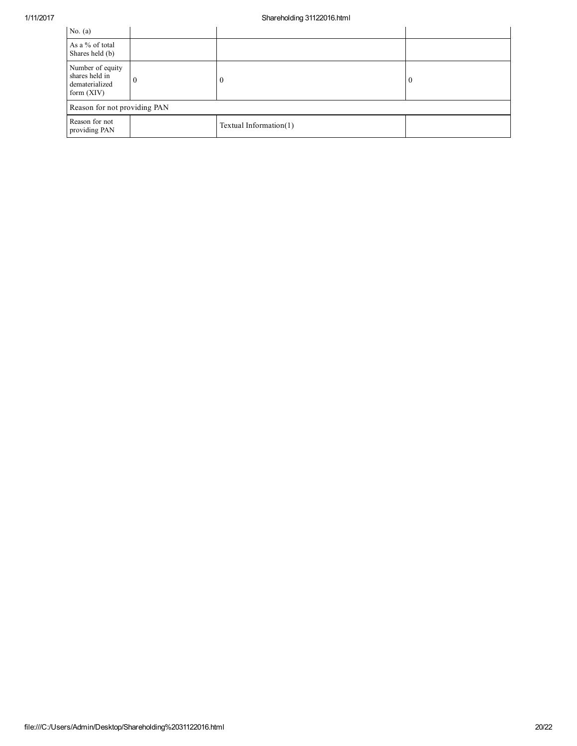| | | | |
|---|---|---|---|
| No. (a) | | | |
| As a % of total Shares held (b) | | | |
| Number of equity shares held in dematerialized form (XIV) | 0 | 0 | 0 |
| Reason for not providing PAN | | | |
| Reason for not providing PAN | | Textual Information(1) | |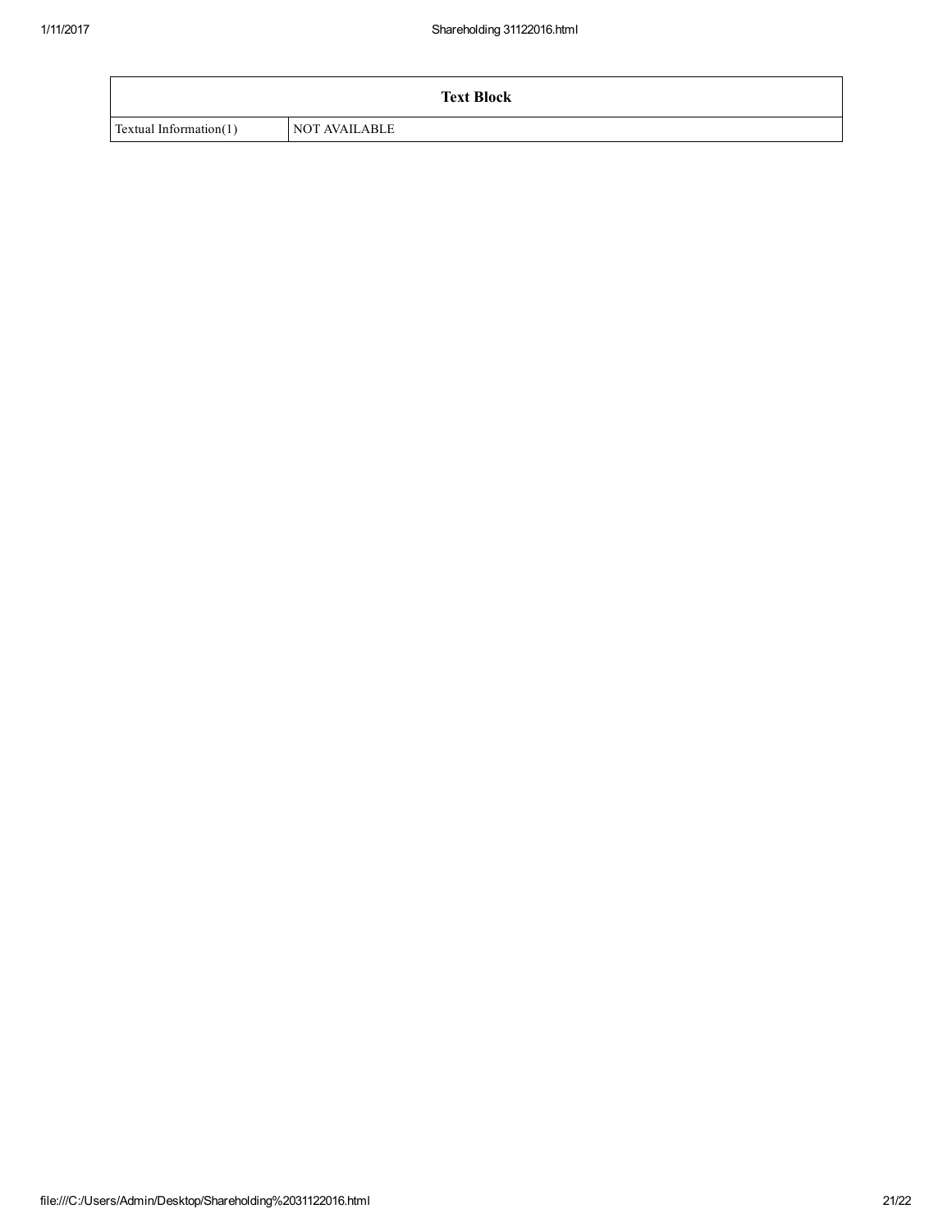| Text Block | |
| --- | --- |
| Textual Information(1) | NOT AVAILABLE |